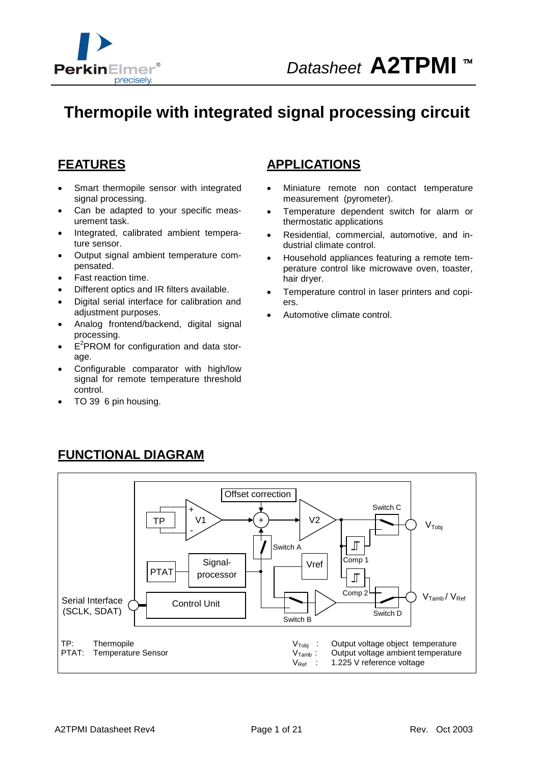Datasheet **A2TPMI** ™

# Thermopile with integrated signal processing circuit

## FEATURES

- Smart thermopile sensor with integrated signal processing.
- Can be adapted to your specific measurement task.
- Integrated, calibrated ambient temperature sensor.
- Output signal ambient temperature compensated.
- Fast reaction time.
- Different optics and IR filters available.
- Digital serial interface for calibration and adjustment purposes.
- Analog frontend/backend, digital signal processing.
- $E^2$PROM for configuration and data storage.
- Configurable comparator with high/low signal for remote temperature threshold control.
- TO 39 6 pin housing.

## APPLICATIONS

- Miniature remote non contact temperature measurement (pyrometer).
- Temperature dependent switch for alarm or thermostatic applications
- Residential, commercial, automotive, and industrial climate control.
- Household appliances featuring a remote temperature control like microwave oven, toaster, hair dryer.
- Temperature control in laser printers and copiers.
- Automotive climate control.

## FUNCTIONAL DIAGRAM

Offset correction, TP, V1, V2, Switch A, Switch B, Switch C, Switch D, Comp 1, Comp 2, Vref, PTAT, Signal-processor, Control Unit, Serial Interface (SCLK, SDAT), $V_{Tobj}$, $V_{Tamb}$ / $V_{Ref}$

TP: Thermopile
PTAT: Temperature Sensor

$V_{Tobj}$ : Output voltage object temperature
$V_{Tamb}$ : Output voltage ambient temperature
$V_{Ref}$ : 1.225 V reference voltage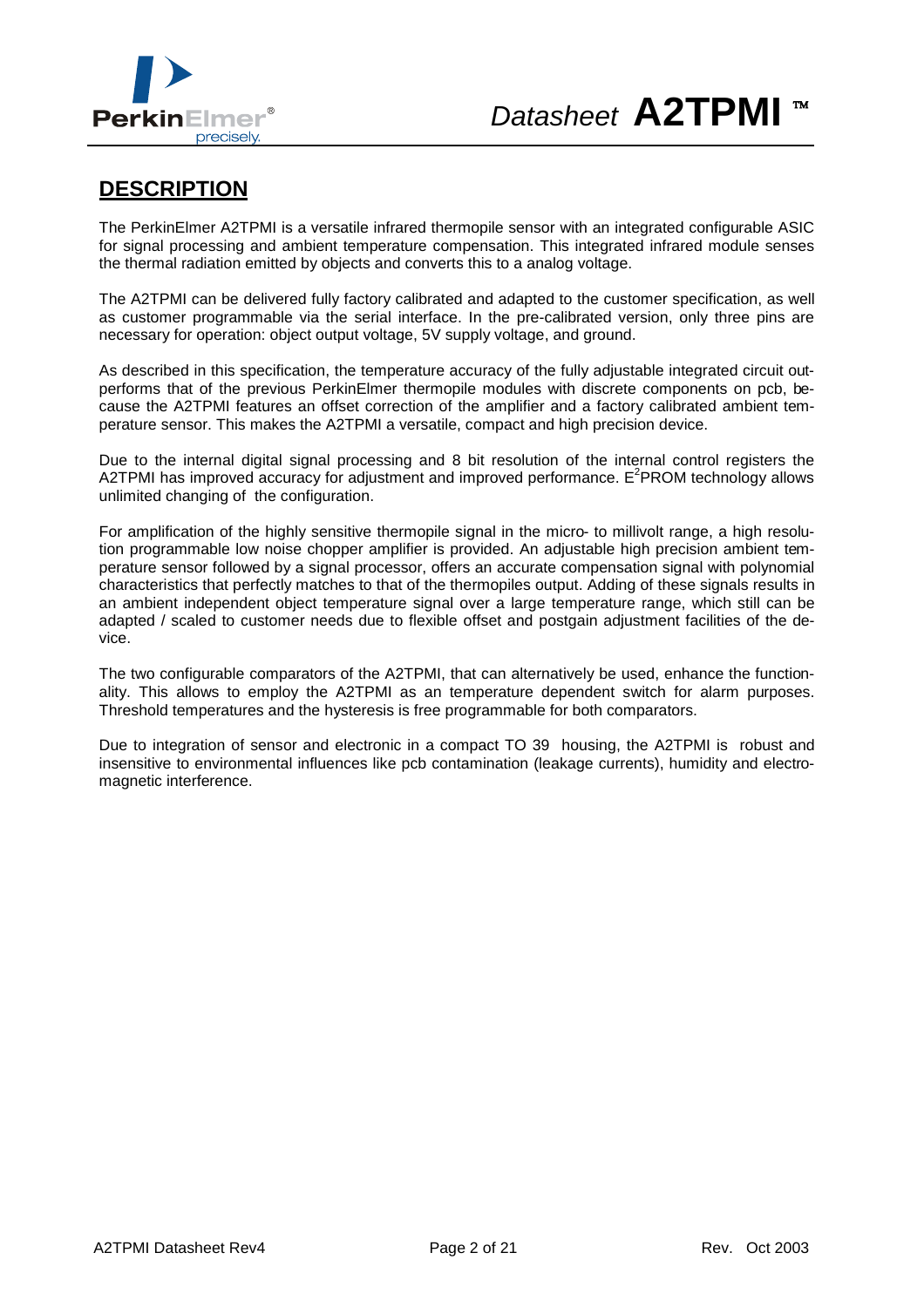## DESCRIPTION

The PerkinElmer A2TPMI is a versatile infrared thermopile sensor with an integrated configurable ASIC for signal processing and ambient temperature compensation. This integrated infrared module senses the thermal radiation emitted by objects and converts this to a analog voltage.

The A2TPMI can be delivered fully factory calibrated and adapted to the customer specification, as well as customer programmable via the serial interface. In the pre-calibrated version, only three pins are necessary for operation: object output voltage, 5V supply voltage, and ground.

As described in this specification, the temperature accuracy of the fully adjustable integrated circuit outperforms that of the previous PerkinElmer thermopile modules with discrete components on pcb, because the A2TPMI features an offset correction of the amplifier and a factory calibrated ambient temperature sensor. This makes the A2TPMI a versatile, compact and high precision device.

Due to the internal digital signal processing and 8 bit resolution of the internal control registers the A2TPMI has improved accuracy for adjustment and improved performance. $E^2$PROM technology allows unlimited changing of the configuration.

For amplification of the highly sensitive thermopile signal in the micro- to millivolt range, a high resolution programmable low noise chopper amplifier is provided. An adjustable high precision ambient temperature sensor followed by a signal processor, offers an accurate compensation signal with polynomial characteristics that perfectly matches to that of the thermopiles output. Adding of these signals results in an ambient independent object temperature signal over a large temperature range, which still can be adapted / scaled to customer needs due to flexible offset and postgain adjustment facilities of the device.

The two configurable comparators of the A2TPMI, that can alternatively be used, enhance the functionality. This allows to employ the A2TPMI as an temperature dependent switch for alarm purposes. Threshold temperatures and the hysteresis is free programmable for both comparators.

Due to integration of sensor and electronic in a compact TO 39 housing, the A2TPMI is robust and insensitive to environmental influences like pcb contamination (leakage currents), humidity and electromagnetic interference.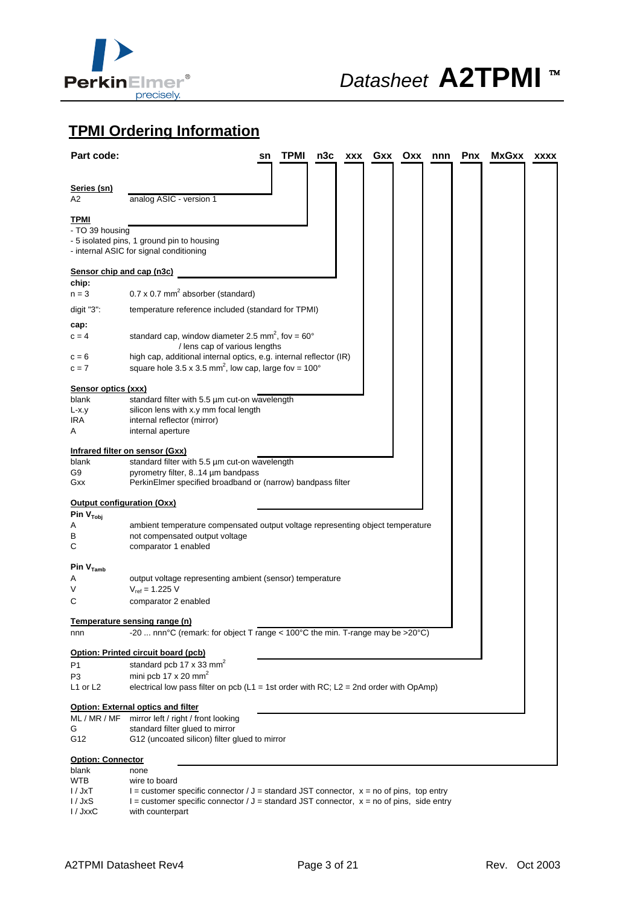## TPMI Ordering Information

**Part code:** sn TPMI n3c xxx Gxx Oxx nnn Pnx MxGxx xxxx

**Series (sn)**

| | |
|---|---|
| A2 | analog ASIC - version 1 |

**TPMI**

- TO 39 housing
- 5 isolated pins, 1 ground pin to housing
- internal ASIC for signal conditioning

**Sensor chip and cap (n3c)**

**chip:**

| | |
|---|---|
| n = 3 | 0.7 x 0.7 mm$^2$ absorber (standard) |
| digit "3": | temperature reference included (standard for TPMI) |

**cap:**

| | |
|---|---|
| c = 4 | standard cap, window diameter 2.5 mm$^2$, fov = 60° / lens cap of various lengths |
| c = 6 | high cap, additional internal optics, e.g. internal reflector (IR) |
| c = 7 | square hole 3.5 x 3.5 mm$^2$, low cap, large fov = 100° |

**Sensor optics (xxx)**

| | |
|---|---|
| blank | standard filter with 5.5 µm cut-on wavelength |
| L-x.y | silicon lens with x.y mm focal length |
| IRA | internal reflector (mirror) |
| A | internal aperture |

**Infrared filter on sensor (Gxx)**

| | |
|---|---|
| blank | standard filter with 5.5 µm cut-on wavelength |
| G9 | pyrometry filter, 8..14 µm bandpass |
| Gxx | PerkinElmer specified broadband or (narrow) bandpass filter |

**Output configuration (Oxx)**

**Pin $V_{Tobj}$**

| | |
|---|---|
| A | ambient temperature compensated output voltage representing object temperature |
| B | not compensated output voltage |
| C | comparator 1 enabled |

**Pin $V_{Tamb}$**

| | |
|---|---|
| A | output voltage representing ambient (sensor) temperature |
| V | $V_{ref}$ = 1.225 V |
| C | comparator 2 enabled |

**Temperature sensing range (n)**

| | |
|---|---|
| nnn | -20 ... nnn°C (remark: for object T range < 100°C the min. T-range may be >20°C) |

**Option: Printed circuit board (pcb)**

| | |
|---|---|
| P1 | standard pcb 17 x 33 mm$^2$ |
| P3 | mini pcb 17 x 20 mm$^2$ |
| L1 or L2 | electrical low pass filter on pcb (L1 = 1st order with RC; L2 = 2nd order with OpAmp) |

**Option: External optics and filter**

| | |
|---|---|
| ML / MR / MF | mirror left / right / front looking |
| G | standard filter glued to mirror |
| G12 | G12 (uncoated silicon) filter glued to mirror |

**Option: Connector**

| | |
|---|---|
| blank | none |
| WTB | wire to board |
| I / JxT | I = customer specific connector / J = standard JST connector, x = no of pins, top entry |
| I / JxS | I = customer specific connector / J = standard JST connector, x = no of pins, side entry |
| I / JxxC | with counterpart |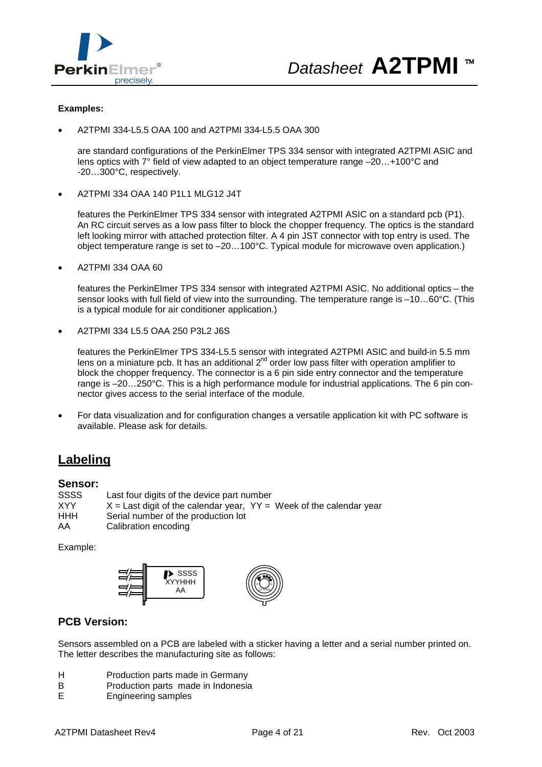**Examples:**

- A2TPMI 334-L5.5 OAA 100 and A2TPMI 334-L5.5 OAA 300

  are standard configurations of the PerkinElmer TPS 334 sensor with integrated A2TPMI ASIC and lens optics with 7° field of view adapted to an object temperature range –20…+100°C and -20…300°C, respectively.

- A2TPMI 334 OAA 140 P1L1 MLG12 J4T

  features the PerkinElmer TPS 334 sensor with integrated A2TPMI ASIC on a standard pcb (P1). An RC circuit serves as a low pass filter to block the chopper frequency. The optics is the standard left looking mirror with attached protection filter. A 4 pin JST connector with top entry is used. The object temperature range is set to –20…100°C. Typical module for microwave oven application.)

- A2TPMI 334 OAA 60

  features the PerkinElmer TPS 334 sensor with integrated A2TPMI ASIC. No additional optics – the sensor looks with full field of view into the surrounding. The temperature range is –10…60°C. (This is a typical module for air conditioner application.)

- A2TPMI 334 L5.5 OAA 250 P3L2 J6S

  features the PerkinElmer TPS 334-L5.5 sensor with integrated A2TPMI ASIC and build-in 5.5 mm lens on a miniature pcb. It has an additional 2$^{nd}$ order low pass filter with operation amplifier to block the chopper frequency. The connector is a 6 pin side entry connector and the temperature range is –20…250°C. This is a high performance module for industrial applications. The 6 pin connector gives access to the serial interface of the module.

- For data visualization and for configuration changes a versatile application kit with PC software is available. Please ask for details.

## Labeling

### Sensor:

| | |
|---|---|
| SSSS | Last four digits of the device part number |
| XYY | X = Last digit of the calendar year, YY = Week of the calendar year |
| HHH | Serial number of the production lot |
| AA | Calibration encoding |

Example:

SSSS
XYYHHH
AA

### PCB Version:

Sensors assembled on a PCB are labeled with a sticker having a letter and a serial number printed on. The letter describes the manufacturing site as follows:

| | |
|---|---|
| H | Production parts made in Germany |
| B | Production parts made in Indonesia |
| E | Engineering samples |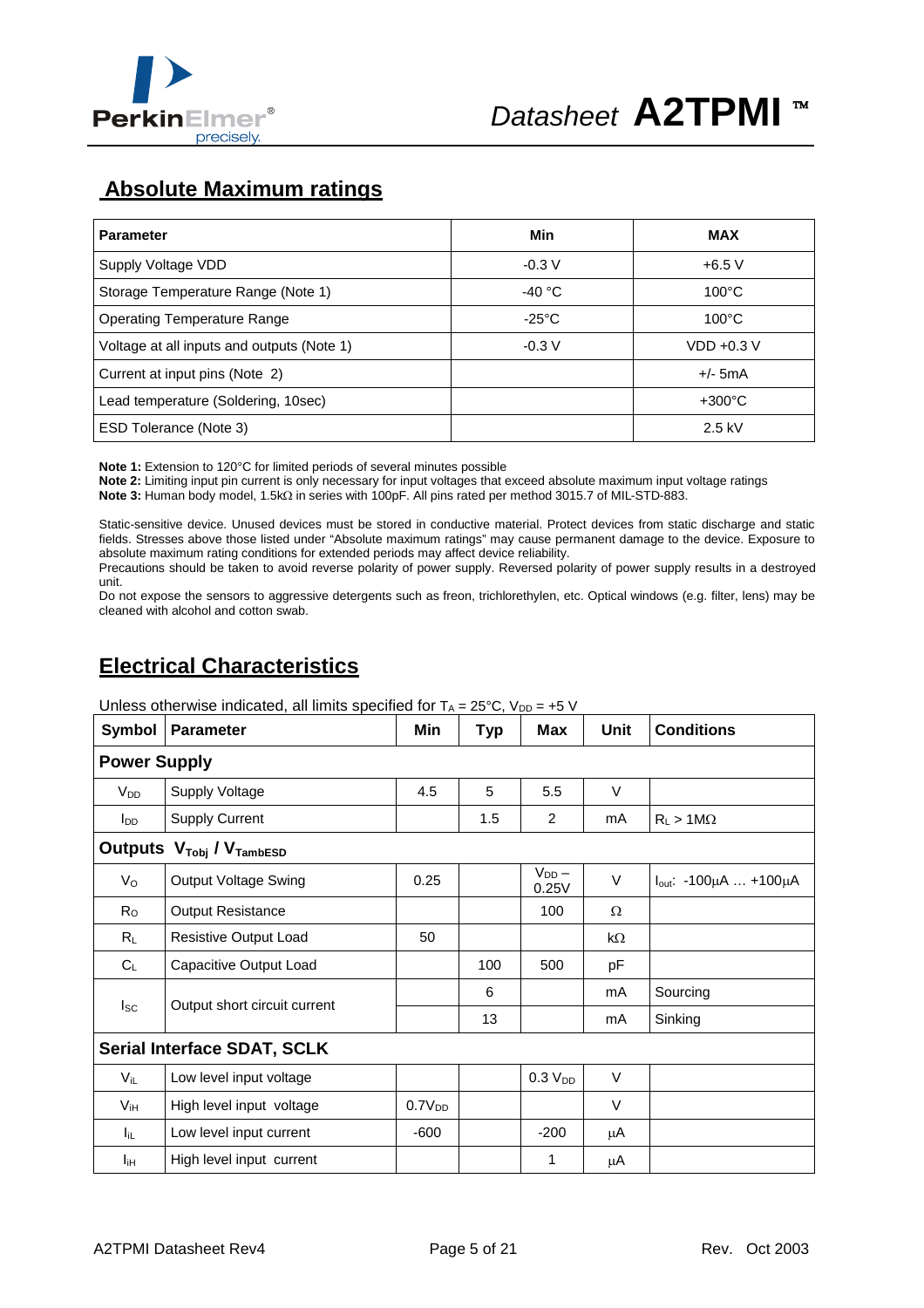## Absolute Maximum ratings

| Parameter | Min | MAX |
|---|---|---|
| Supply Voltage VDD | -0.3 V | +6.5 V |
| Storage Temperature Range (Note 1) | -40 °C | 100°C |
| Operating Temperature Range | -25°C | 100°C |
| Voltage at all inputs and outputs (Note 1) | -0.3 V | VDD +0.3 V |
| Current at input pins (Note 2) | | +/- 5mA |
| Lead temperature (Soldering, 10sec) | | +300°C |
| ESD Tolerance (Note 3) | | 2.5 kV |

**Note 1:** Extension to 120°C for limited periods of several minutes possible
**Note 2:** Limiting input pin current is only necessary for input voltages that exceed absolute maximum input voltage ratings
**Note 3:** Human body model, 1.5kΩ in series with 100pF. All pins rated per method 3015.7 of MIL-STD-883.

Static-sensitive device. Unused devices must be stored in conductive material. Protect devices from static discharge and static fields. Stresses above those listed under "Absolute maximum ratings" may cause permanent damage to the device. Exposure to absolute maximum rating conditions for extended periods may affect device reliability.
Precautions should be taken to avoid reverse polarity of power supply. Reversed polarity of power supply results in a destroyed unit.
Do not expose the sensors to aggressive detergents such as freon, trichlorethylen, etc. Optical windows (e.g. filter, lens) may be cleaned with alcohol and cotton swab.

## Electrical Characteristics

Unless otherwise indicated, all limits specified for $T_A$ = 25°C, $V_{DD}$ = +5 V

| Symbol | Parameter | Min | Typ | Max | Unit | Conditions |
|---|---|---|---|---|---|---|
| **Power Supply** | | | | | | |
| $V_{DD}$ | Supply Voltage | 4.5 | 5 | 5.5 | V | |
| $I_{DD}$ | Supply Current | | 1.5 | 2 | mA | $R_L$ > 1MΩ |
| **Outputs $V_{Tobj}$ / $V_{TambESD}$** | | | | | | |
| $V_O$ | Output Voltage Swing | 0.25 | | $V_{DD}$ – 0.25V | V | $I_{out}$: -100µA … +100µA |
| $R_O$ | Output Resistance | | | 100 | Ω | |
| $R_L$ | Resistive Output Load | 50 | | | kΩ | |
| $C_L$ | Capacitive Output Load | | 100 | 500 | pF | |
| $I_{SC}$ | Output short circuit current | | 6 | | mA | Sourcing |
| | | | 13 | | mA | Sinking |
| **Serial Interface SDAT, SCLK** | | | | | | |
| $V_{iL}$ | Low level input voltage | | | 0.3 $V_{DD}$ | V | |
| $V_{iH}$ | High level input voltage | 0.7$V_{DD}$ | | | V | |
| $I_{iL}$ | Low level input current | -600 | | -200 | µA | |
| $I_{iH}$ | High level input current | | | 1 | µA | |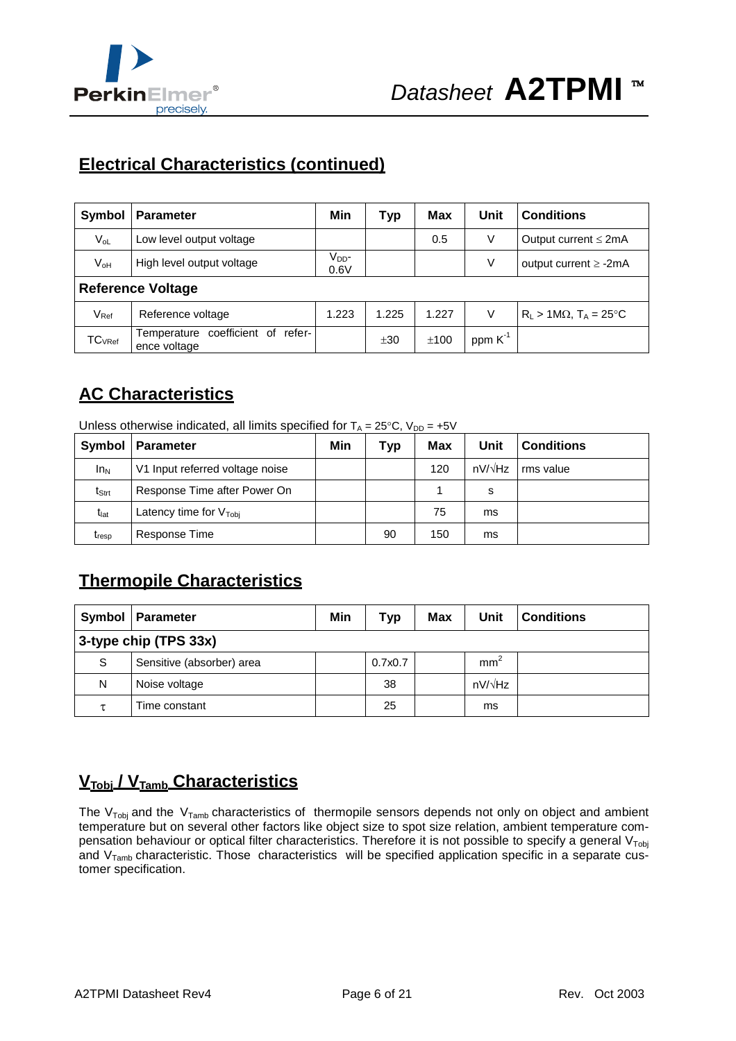## Electrical Characteristics (continued)

| Symbol | Parameter | Min | Typ | Max | Unit | Conditions |
|---|---|---|---|---|---|---|
| $V_{oL}$ | Low level output voltage | | | 0.5 | V | Output current ≤ 2mA |
| $V_{oH}$ | High level output voltage | $V_{DD}$-0.6V | | | V | output current ≥ -2mA |
| **Reference Voltage** | | | | | | |
| $V_{Ref}$ | Reference voltage | 1.223 | 1.225 | 1.227 | V | $R_L > 1M\Omega$, $T_A = 25°C$ |
| $TC_{VRef}$ | Temperature coefficient of reference voltage | | ±30 | ±100 | ppm $K^{-1}$ | |

## AC Characteristics

Unless otherwise indicated, all limits specified for $T_A = 25°C$, $V_{DD} = +5V$

| Symbol | Parameter | Min | Typ | Max | Unit | Conditions |
|---|---|---|---|---|---|---|
| $In_N$ | V1 Input referred voltage noise | | | 120 | nV/√Hz | rms value |
| $t_{Strt}$ | Response Time after Power On | | | 1 | s | |
| $t_{lat}$ | Latency time for $V_{Tobj}$ | | | 75 | ms | |
| $t_{resp}$ | Response Time | | 90 | 150 | ms | |

## Thermopile Characteristics

| Symbol | Parameter | Min | Typ | Max | Unit | Conditions |
|---|---|---|---|---|---|---|
| **3-type chip (TPS 33x)** | | | | | | |
| S | Sensitive (absorber) area | | 0.7x0.7 | | $mm^2$ | |
| N | Noise voltage | | 38 | | nV/√Hz | |
| $\tau$ | Time constant | | 25 | | ms | |

## $V_{Tobj}$ / $V_{Tamb}$ Characteristics

The $V_{Tobj}$ and the $V_{Tamb}$ characteristics of thermopile sensors depends not only on object and ambient temperature but on several other factors like object size to spot size relation, ambient temperature compensation behaviour or optical filter characteristics. Therefore it is not possible to specify a general $V_{Tobj}$ and $V_{Tamb}$ characteristic. Those characteristics will be specified application specific in a separate customer specification.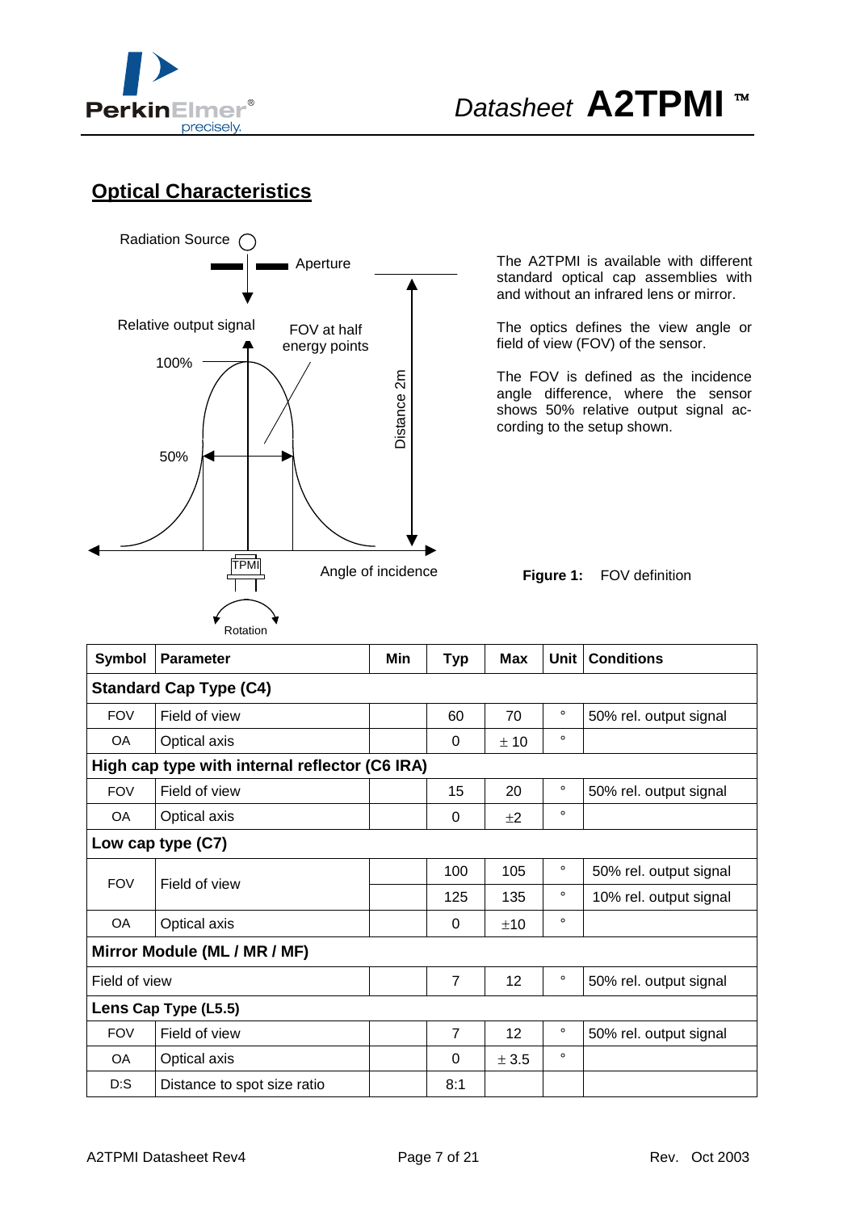## Optical Characteristics

The A2TPMI is available with different standard optical cap assemblies with and without an infrared lens or mirror.

The optics defines the view angle or field of view (FOV) of the sensor.

The FOV is defined as the incidence angle difference, where the sensor shows 50% relative output signal according to the setup shown.

**Figure 1:** FOV definition

| Symbol | Parameter | Min | Typ | Max | Unit | Conditions |
|---|---|---|---|---|---|---|
| **Standard Cap Type (C4)** | | | | | | |
| FOV | Field of view | | 60 | 70 | ° | 50% rel. output signal |
| OA | Optical axis | | 0 | ± 10 | ° | |
| **High cap type with internal reflector (C6 IRA)** | | | | | | |
| FOV | Field of view | | 15 | 20 | ° | 50% rel. output signal |
| OA | Optical axis | | 0 | ±2 | ° | |
| **Low cap type (C7)** | | | | | | |
| FOV | Field of view | | 100 | 105 | ° | 50% rel. output signal |
| | | | 125 | 135 | ° | 10% rel. output signal |
| OA | Optical axis | | 0 | ±10 | ° | |
| **Mirror Module (ML / MR / MF)** | | | | | | |
| Field of view | | | 7 | 12 | ° | 50% rel. output signal |
| **Lens Cap Type (L5.5)** | | | | | | |
| FOV | Field of view | | 7 | 12 | ° | 50% rel. output signal |
| OA | Optical axis | | 0 | ± 3.5 | ° | |
| D:S | Distance to spot size ratio | | 8:1 | | | |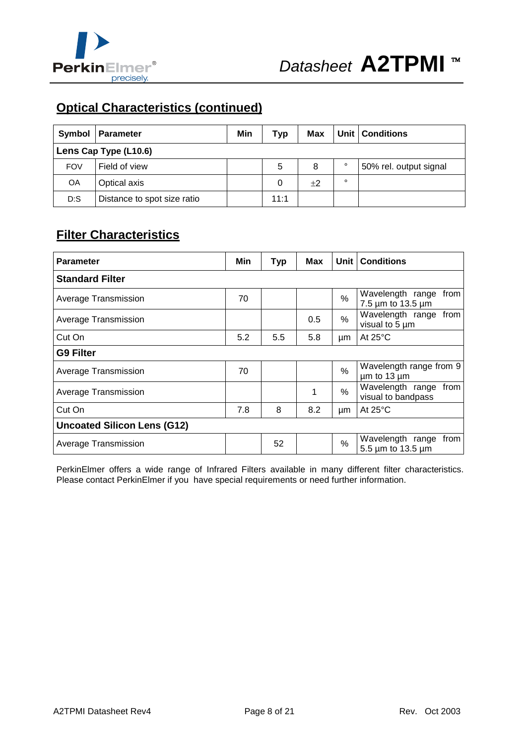## Optical Characteristics (continued)

| Symbol | Parameter | Min | Typ | Max | Unit | Conditions |
|---|---|---|---|---|---|---|
| **Lens Cap Type (L10.6)** | | | | | | |
| FOV | Field of view | | 5 | 8 | ° | 50% rel. output signal |
| OA | Optical axis | | 0 | ±2 | ° | |
| D:S | Distance to spot size ratio | | 11:1 | | | |

## Filter Characteristics

| Parameter | Min | Typ | Max | Unit | Conditions |
|---|---|---|---|---|---|
| **Standard Filter** | | | | | |
| Average Transmission | 70 | | | % | Wavelength range from 7.5 µm to 13.5 µm |
| Average Transmission | | | 0.5 | % | Wavelength range from visual to 5 µm |
| Cut On | 5.2 | 5.5 | 5.8 | µm | At 25°C |
| **G9 Filter** | | | | | |
| Average Transmission | 70 | | | % | Wavelength range from 9 µm to 13 µm |
| Average Transmission | | | 1 | % | Wavelength range from visual to bandpass |
| Cut On | 7.8 | 8 | 8.2 | µm | At 25°C |
| **Uncoated Silicon Lens (G12)** | | | | | |
| Average Transmission | | 52 | | % | Wavelength range from 5.5 µm to 13.5 µm |

PerkinElmer offers a wide range of Infrared Filters available in many different filter characteristics. Please contact PerkinElmer if you have special requirements or need further information.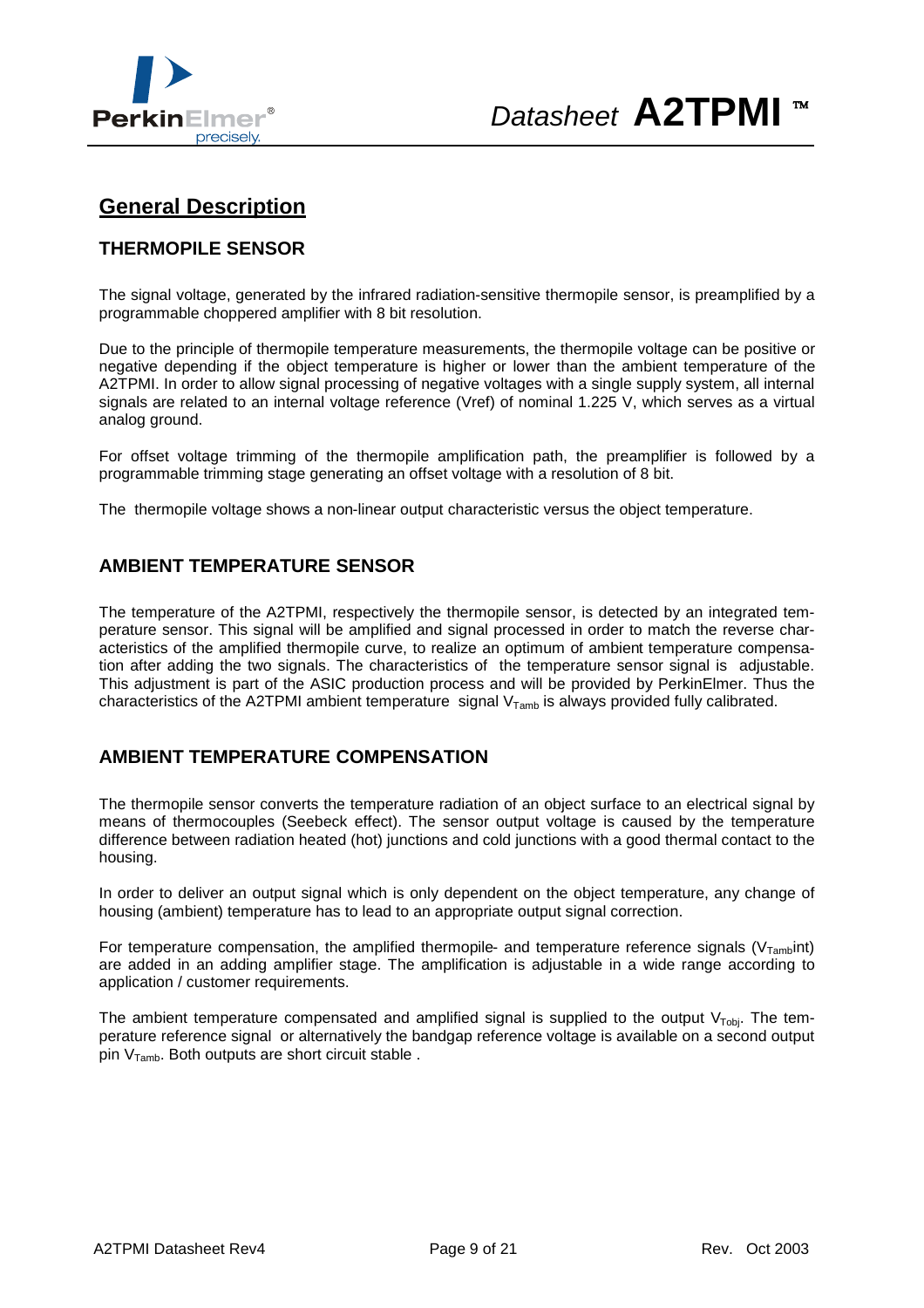## General Description

### THERMOPILE SENSOR

The signal voltage, generated by the infrared radiation-sensitive thermopile sensor, is preamplified by a programmable choppered amplifier with 8 bit resolution.

Due to the principle of thermopile temperature measurements, the thermopile voltage can be positive or negative depending if the object temperature is higher or lower than the ambient temperature of the A2TPMI. In order to allow signal processing of negative voltages with a single supply system, all internal signals are related to an internal voltage reference (Vref) of nominal 1.225 V, which serves as a virtual analog ground.

For offset voltage trimming of the thermopile amplification path, the preamplifier is followed by a programmable trimming stage generating an offset voltage with a resolution of 8 bit.

The thermopile voltage shows a non-linear output characteristic versus the object temperature.

### AMBIENT TEMPERATURE SENSOR

The temperature of the A2TPMI, respectively the thermopile sensor, is detected by an integrated temperature sensor. This signal will be amplified and signal processed in order to match the reverse characteristics of the amplified thermopile curve, to realize an optimum of ambient temperature compensation after adding the two signals. The characteristics of the temperature sensor signal is adjustable. This adjustment is part of the ASIC production process and will be provided by PerkinElmer. Thus the characteristics of the A2TPMI ambient temperature signal $V_{Tamb}$ is always provided fully calibrated.

### AMBIENT TEMPERATURE COMPENSATION

The thermopile sensor converts the temperature radiation of an object surface to an electrical signal by means of thermocouples (Seebeck effect). The sensor output voltage is caused by the temperature difference between radiation heated (hot) junctions and cold junctions with a good thermal contact to the housing.

In order to deliver an output signal which is only dependent on the object temperature, any change of housing (ambient) temperature has to lead to an appropriate output signal correction.

For temperature compensation, the amplified thermopile- and temperature reference signals ($V_{Tamb}$int) are added in an adding amplifier stage. The amplification is adjustable in a wide range according to application / customer requirements.

The ambient temperature compensated and amplified signal is supplied to the output $V_{Tobj}$. The temperature reference signal or alternatively the bandgap reference voltage is available on a second output pin $V_{Tamb}$. Both outputs are short circuit stable .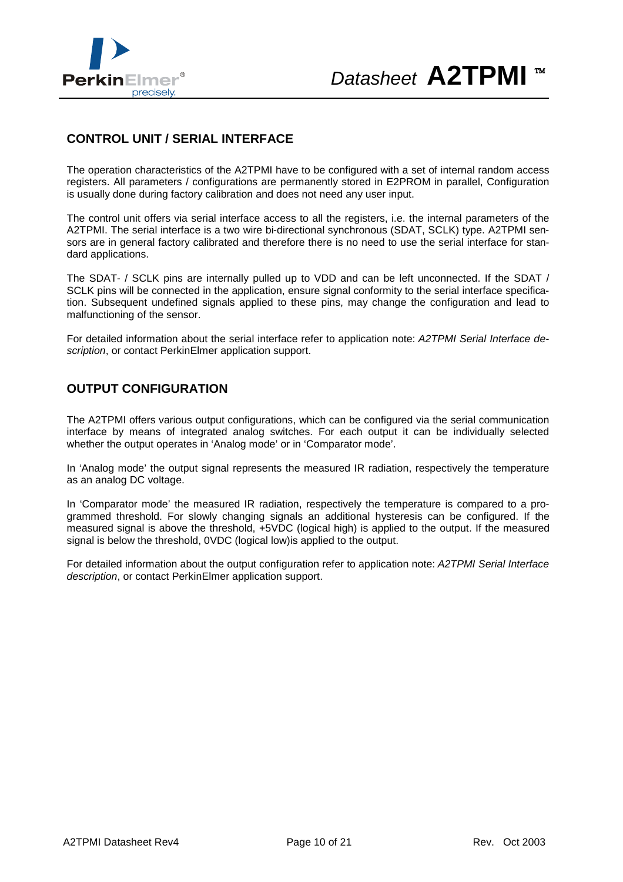## CONTROL UNIT / SERIAL INTERFACE

The operation characteristics of the A2TPMI have to be configured with a set of internal random access registers. All parameters / configurations are permanently stored in E2PROM in parallel, Configuration is usually done during factory calibration and does not need any user input.

The control unit offers via serial interface access to all the registers, i.e. the internal parameters of the A2TPMI. The serial interface is a two wire bi-directional synchronous (SDAT, SCLK) type. A2TPMI sensors are in general factory calibrated and therefore there is no need to use the serial interface for standard applications.

The SDAT- / SCLK pins are internally pulled up to VDD and can be left unconnected. If the SDAT / SCLK pins will be connected in the application, ensure signal conformity to the serial interface specification. Subsequent undefined signals applied to these pins, may change the configuration and lead to malfunctioning of the sensor.

For detailed information about the serial interface refer to application note: *A2TPMI Serial Interface description*, or contact PerkinElmer application support.

## OUTPUT CONFIGURATION

The A2TPMI offers various output configurations, which can be configured via the serial communication interface by means of integrated analog switches. For each output it can be individually selected whether the output operates in 'Analog mode' or in 'Comparator mode'.

In 'Analog mode' the output signal represents the measured IR radiation, respectively the temperature as an analog DC voltage.

In 'Comparator mode' the measured IR radiation, respectively the temperature is compared to a programmed threshold. For slowly changing signals an additional hysteresis can be configured. If the measured signal is above the threshold, +5VDC (logical high) is applied to the output. If the measured signal is below the threshold, 0VDC (logical low)is applied to the output.

For detailed information about the output configuration refer to application note: *A2TPMI Serial Interface description*, or contact PerkinElmer application support.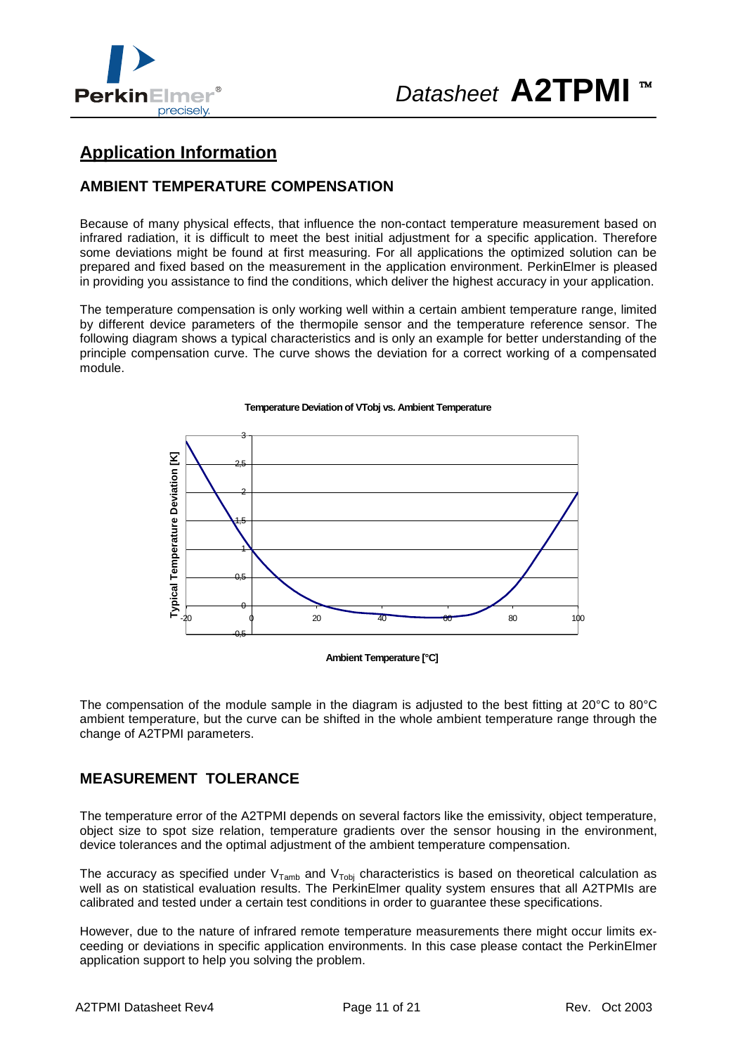## Application Information

### AMBIENT TEMPERATURE COMPENSATION

Because of many physical effects, that influence the non-contact temperature measurement based on infrared radiation, it is difficult to meet the best initial adjustment for a specific application. Therefore some deviations might be found at first measuring. For all applications the optimized solution can be prepared and fixed based on the measurement in the application environment. PerkinElmer is pleased in providing you assistance to find the conditions, which deliver the highest accuracy in your application.

The temperature compensation is only working well within a certain ambient temperature range, limited by different device parameters of the thermopile sensor and the temperature reference sensor. The following diagram shows a typical characteristics and is only an example for better understanding of the principle compensation curve. The curve shows the deviation for a correct working of a compensated module.

**Temperature Deviation of VTobj vs. Ambient Temperature**

The compensation of the module sample in the diagram is adjusted to the best fitting at 20°C to 80°C ambient temperature, but the curve can be shifted in the whole ambient temperature range through the change of A2TPMI parameters.

### MEASUREMENT TOLERANCE

The temperature error of the A2TPMI depends on several factors like the emissivity, object temperature, object size to spot size relation, temperature gradients over the sensor housing in the environment, device tolerances and the optimal adjustment of the ambient temperature compensation.

The accuracy as specified under $V_{Tamb}$ and $V_{Tobj}$ characteristics is based on theoretical calculation as well as on statistical evaluation results. The PerkinElmer quality system ensures that all A2TPMIs are calibrated and tested under a certain test conditions in order to guarantee these specifications.

However, due to the nature of infrared remote temperature measurements there might occur limits exceeding or deviations in specific application environments. In this case please contact the PerkinElmer application support to help you solving the problem.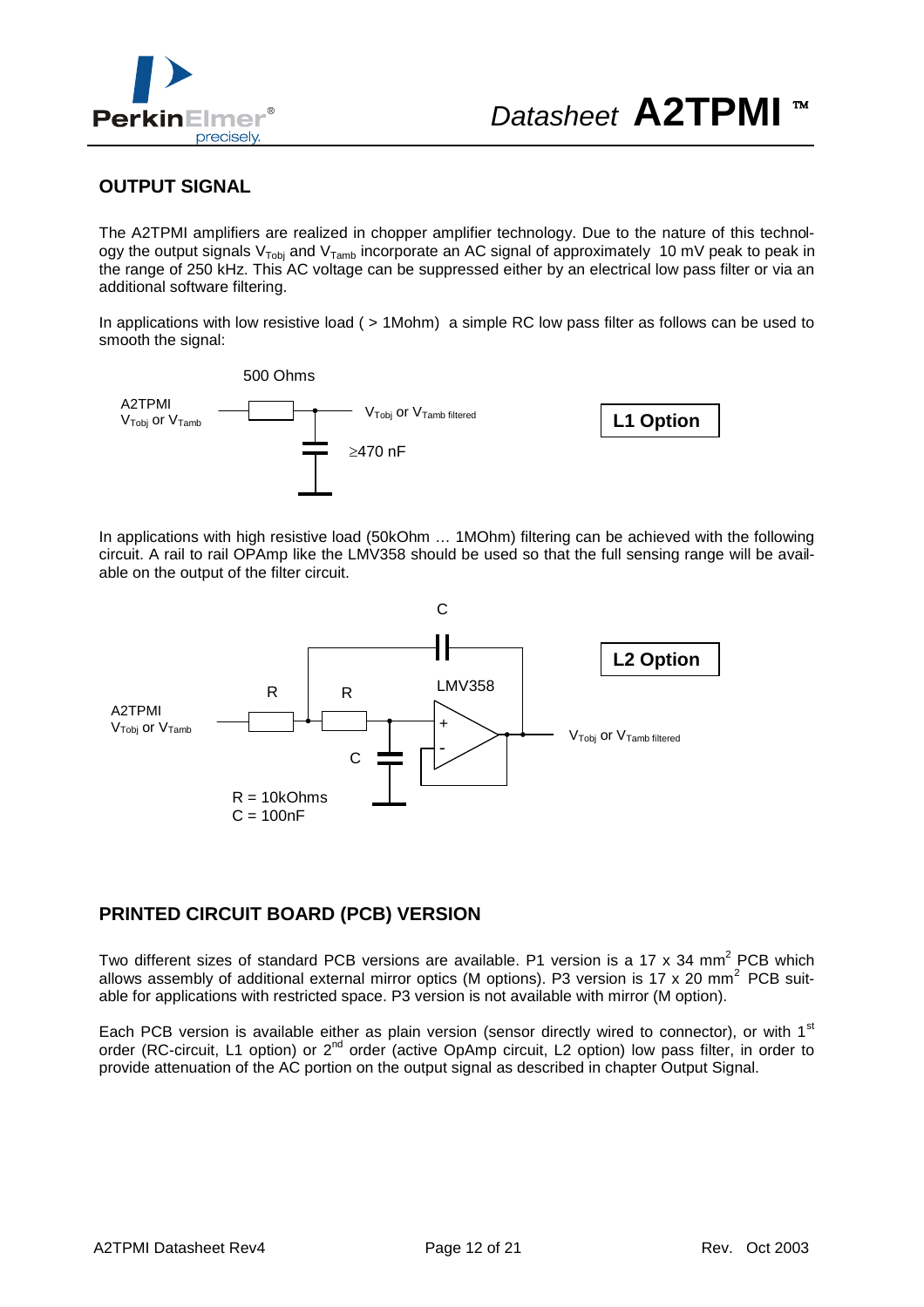## OUTPUT SIGNAL

The A2TPMI amplifiers are realized in chopper amplifier technology. Due to the nature of this technology the output signals $V_{Tobj}$ and $V_{Tamb}$ incorporate an AC signal of approximately 10 mV peak to peak in the range of 250 kHz. This AC voltage can be suppressed either by an electrical low pass filter or via an additional software filtering.

In applications with low resistive load ( > 1Mohm) a simple RC low pass filter as follows can be used to smooth the signal:

500 Ohms

A2TPMI
$V_{Tobj}$ or $V_{Tamb}$

$V_{Tobj}$ or $V_{Tamb\ filtered}$

≥470 nF

**L1 Option**

In applications with high resistive load (50kOhm … 1MOhm) filtering can be achieved with the following circuit. A rail to rail OPAmp like the LMV358 should be used so that the full sensing range will be available on the output of the filter circuit.

C

R R LMV358

A2TPMI
$V_{Tobj}$ or $V_{Tamb}$

C

$V_{Tobj}$ or $V_{Tamb\ filtered}$

R = 10kOhms
C = 100nF

**L2 Option**

## PRINTED CIRCUIT BOARD (PCB) VERSION

Two different sizes of standard PCB versions are available. P1 version is a 17 x 34 mm² PCB which allows assembly of additional external mirror optics (M options). P3 version is 17 x 20 mm² PCB suitable for applications with restricted space. P3 version is not available with mirror (M option).

Each PCB version is available either as plain version (sensor directly wired to connector), or with 1st order (RC-circuit, L1 option) or 2nd order (active OpAmp circuit, L2 option) low pass filter, in order to provide attenuation of the AC portion on the output signal as described in chapter Output Signal.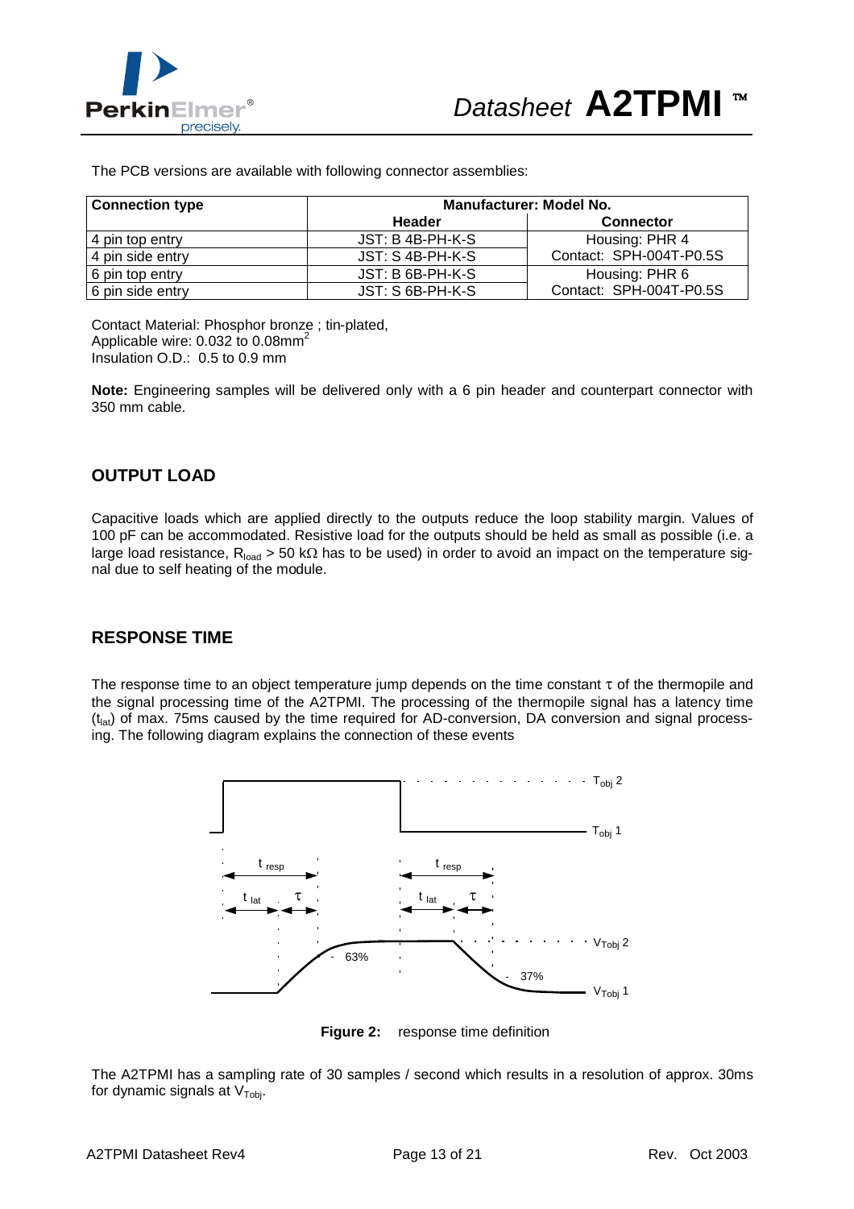The PCB versions are available with following connector assemblies:

| Connection type | Manufacturer: Model No. | |
|---|---|---|
| | Header | Connector |
| 4 pin top entry | JST: B 4B-PH-K-S | Housing: PHR 4 |
| 4 pin side entry | JST: S 4B-PH-K-S | Contact: SPH-004T-P0.5S |
| 6 pin top entry | JST: B 6B-PH-K-S | Housing: PHR 6 |
| 6 pin side entry | JST: S 6B-PH-K-S | Contact: SPH-004T-P0.5S |

Contact Material: Phosphor bronze ; tin-plated,
Applicable wire: 0.032 to 0.08mm$^2$
Insulation O.D.: 0.5 to 0.9 mm

**Note:** Engineering samples will be delivered only with a 6 pin header and counterpart connector with 350 mm cable.

## OUTPUT LOAD

Capacitive loads which are applied directly to the outputs reduce the loop stability margin. Values of 100 pF can be accommodated. Resistive load for the outputs should be held as small as possible (i.e. a large load resistance, $R_{load}$ > 50 kΩ has to be used) in order to avoid an impact on the temperature signal due to self heating of the module.

## RESPONSE TIME

The response time to an object temperature jump depends on the time constant τ of the thermopile and the signal processing time of the A2TPMI. The processing of the thermopile signal has a latency time ($t_{lat}$) of max. 75ms caused by the time required for AD-conversion, DA conversion and signal processing. The following diagram explains the connection of these events

$T_{obj}$ 2

$T_{obj}$ 1

$t_{resp}$ $t_{resp}$

$t_{lat}$ τ $t_{lat}$ τ

$V_{Tobj}$ 2

63% 37%

$V_{Tobj}$ 1

**Figure 2:** response time definition

The A2TPMI has a sampling rate of 30 samples / second which results in a resolution of approx. 30ms for dynamic signals at $V_{Tobj}$.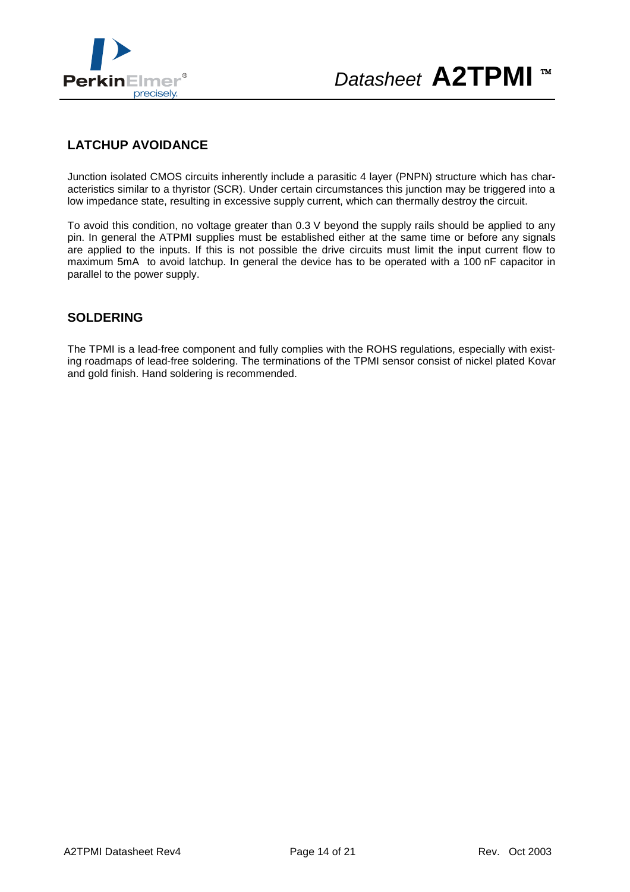## LATCHUP AVOIDANCE

Junction isolated CMOS circuits inherently include a parasitic 4 layer (PNPN) structure which has characteristics similar to a thyristor (SCR). Under certain circumstances this junction may be triggered into a low impedance state, resulting in excessive supply current, which can thermally destroy the circuit.

To avoid this condition, no voltage greater than 0.3 V beyond the supply rails should be applied to any pin. In general the ATPMI supplies must be established either at the same time or before any signals are applied to the inputs. If this is not possible the drive circuits must limit the input current flow to maximum 5mA to avoid latchup. In general the device has to be operated with a 100 nF capacitor in parallel to the power supply.

## SOLDERING

The TPMI is a lead-free component and fully complies with the ROHS regulations, especially with existing roadmaps of lead-free soldering. The terminations of the TPMI sensor consist of nickel plated Kovar and gold finish. Hand soldering is recommended.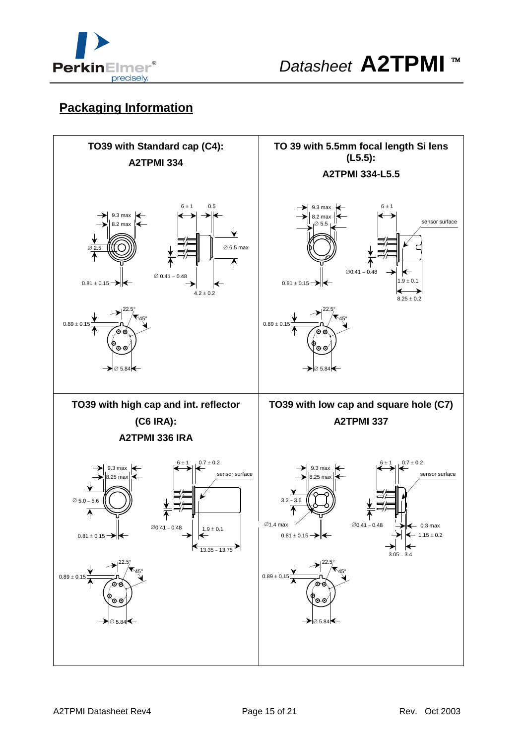## Packaging Information

**TO39 with Standard cap (C4):**

**A2TPMI 334**

9.3 max
8.2 max
∅ 2.5
0.81 ± 0.15
6 ± 1
0.5
∅ 6.5 max
∅ 0.41 – 0.48
4.2 ± 0.2
22.5°
45°
0.89 ± 0.15
∅ 5.84

**TO 39 with 5.5mm focal length Si lens (L5.5):**

**A2TPMI 334-L5.5**

9.3 max
8.2 max
∅ 5.5
0.81 ± 0.15
6 ± 1
sensor surface
∅0.41 – 0.48
1.9 ± 0.1
8.25 ± 0.2
22.5°
45°
0.89 ± 0.15
∅ 5.84

**TO39 with high cap and int. reflector (C6 IRA):**

**A2TPMI 336 IRA**

9.3 max
8.25 max
∅ 5.0 – 5.6
0.81 ± 0.15
6 ± 1
0.7 ± 0.2
sensor surface
∅0.41 – 0.48
1.9 ± 0.1
13.35 – 13.75
22.5°
45°
0.89 ± 0.15
∅ 5.84

**TO39 with low cap and square hole (C7)**

**A2TPMI 337**

9.3 max
8.25 max
3.2 – 3.6
∅1.4 max
0.81 ± 0.15
6 ± 1
0.7 ± 0.2
sensor surface
∅0.41 – 0.48
0.3 max
1.15 ± 0.2
3.05 – 3.4
22.5°
45°
0.89 ± 0.15
∅ 5.84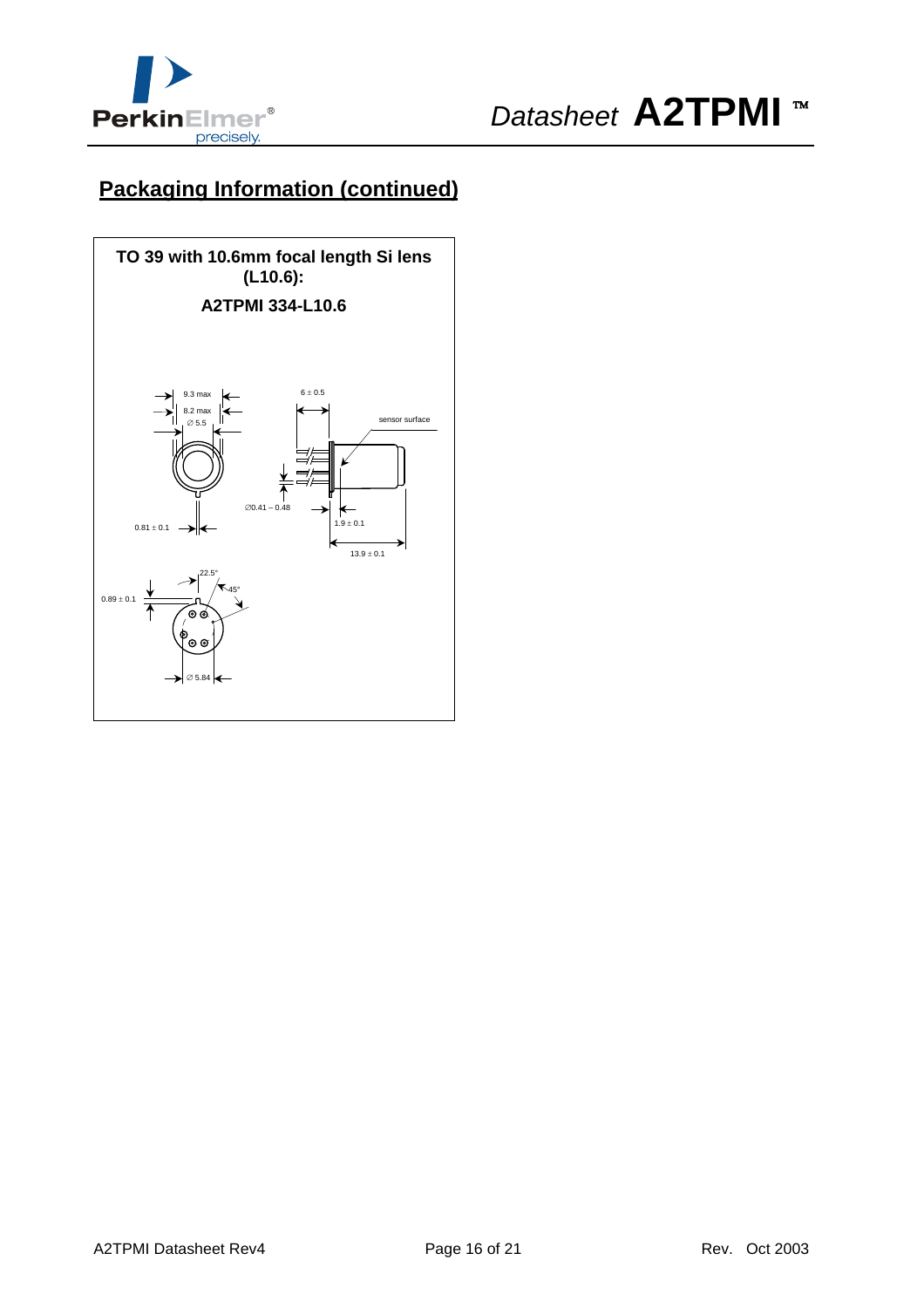## Packaging Information (continued)

**TO 39 with 10.6mm focal length Si lens (L10.6):**

**A2TPMI 334-L10.6**

9.3 max

8.2 max

∅ 5.5

6 ± 0.5

sensor surface

∅0.41 – 0.48

0.81 ± 0.1

1.9 ± 0.1

13.9 ± 0.1

22.5°

45°

0.89 ± 0.1

∅ 5.84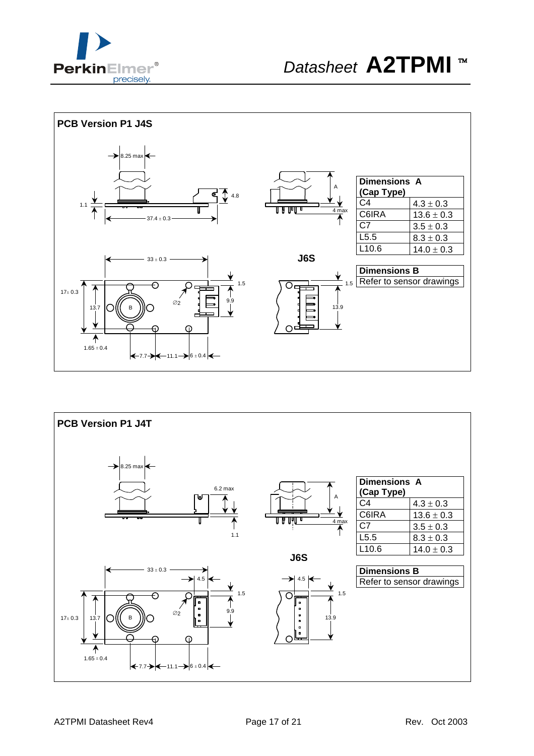## PCB Version P1 J4S

8.25 max

1.1

4.8

37.4 ± 0.3

A

4 max

33 ± 0.3

J6S

17± 0.3

13.7

B

∅2

1.5

9.9

1.5

13.9

1.65 ± 0.4

7.7

11.1

6 ± 0.4

| Dimensions A (Cap Type) | |
|---|---|
| C4 | 4.3 ± 0.3 |
| C6IRA | 13.6 ± 0.3 |
| C7 | 3.5 ± 0.3 |
| L5.5 | 8.3 ± 0.3 |
| L10.6 | 14.0 ± 0.3 |

| Dimensions B |
|---|
| Refer to sensor drawings |

## PCB Version P1 J4T

8.25 max

6.2 max

1.1

A

4 max

J6S

33 ± 0.3

4.5

4.5

17± 0.3

13.7

B

∅2

1.5

9.9

1.5

13.9

1.65 ± 0.4

7.7

11.1

6 ± 0.4

| Dimensions A (Cap Type) | |
|---|---|
| C4 | 4.3 ± 0.3 |
| C6IRA | 13.6 ± 0.3 |
| C7 | 3.5 ± 0.3 |
| L5.5 | 8.3 ± 0.3 |
| L10.6 | 14.0 ± 0.3 |

| Dimensions B |
|---|
| Refer to sensor drawings |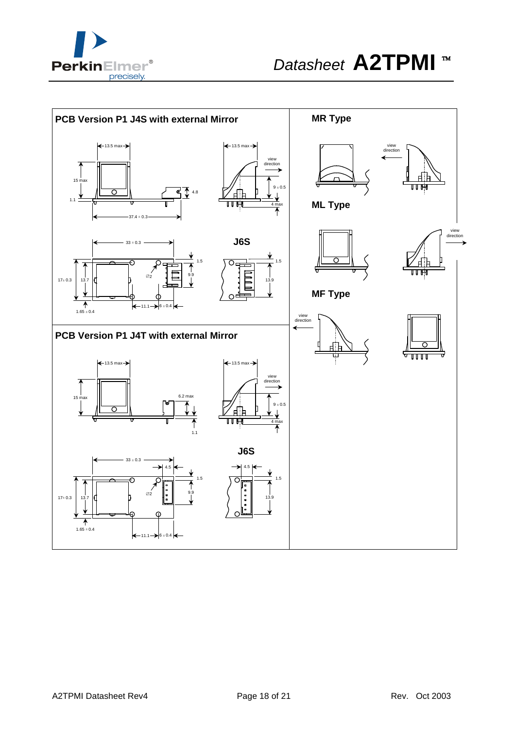## PCB Version P1 J4S with external Mirror

13.5 max

13.5 max

view direction

15 max

9 ± 0.5

4.8

1.1

4 max

37.4 ± 0.3

33 ± 0.3

**J6S**

1.5

1.5

Ø2

9.9

17± 0.3

13.7

13.9

1.65 ± 0.4

11.1

6 ± 0.4

## PCB Version P1 J4T with external Mirror

13.5 max

13.5 max

view direction

15 max

6.2 max

9 ± 0.5

4 max

1.1

**J6S**

33 ± 0.3

4.5

4.5

1.5

1.5

Ø2

9.9

17± 0.3

13.7

13.9

1.65 ± 0.4

11.1

6 ± 0.4

## MR Type

view direction

## ML Type

view direction

## MF Type

view direction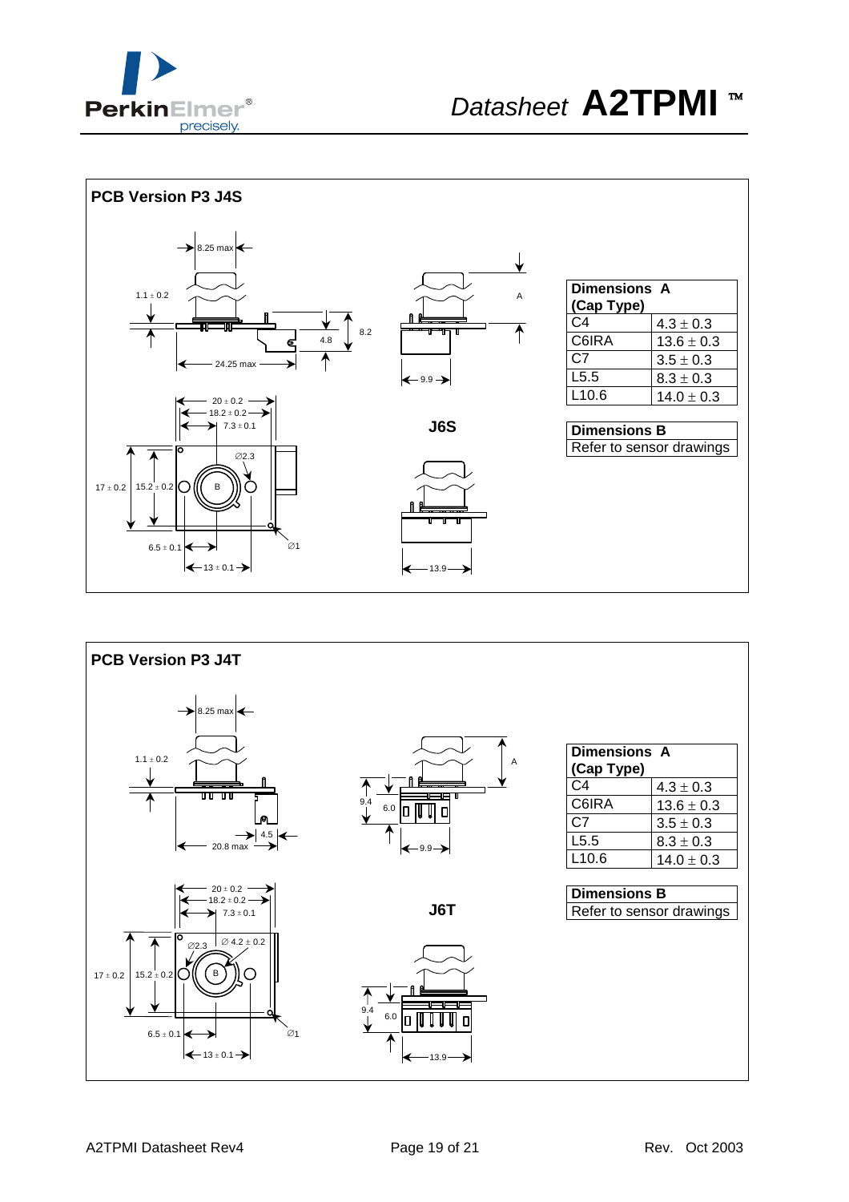## PCB Version P3 J4S

8.25 max

1.1 ± 0.2

4.8

8.2

24.25 max

A

9.9

20 ± 0.2

18.2 ± 0.2

7.3 ± 0.1

∅2.3

17 ± 0.2

15.2 ± 0.2

B

6.5 ± 0.1

∅1

13 ± 0.1

**J6S**

13.9

| Dimensions A (Cap Type) | |
|---|---|
| C4 | 4.3 ± 0.3 |
| C6IRA | 13.6 ± 0.3 |
| C7 | 3.5 ± 0.3 |
| L5.5 | 8.3 ± 0.3 |
| L10.6 | 14.0 ± 0.3 |

| Dimensions B |
|---|
| Refer to sensor drawings |

## PCB Version P3 J4T

8.25 max

1.1 ± 0.2

4.5

20.8 max

A

9.4

6.0

9.9

20 ± 0.2

18.2 ± 0.2

7.3 ± 0.1

∅2.3

∅ 4.2 ± 0.2

17 ± 0.2

15.2 ± 0.2

B

6.5 ± 0.1

∅1

13 ± 0.1

**J6T**

9.4

6.0

13.9

| Dimensions A (Cap Type) | |
|---|---|
| C4 | 4.3 ± 0.3 |
| C6IRA | 13.6 ± 0.3 |
| C7 | 3.5 ± 0.3 |
| L5.5 | 8.3 ± 0.3 |
| L10.6 | 14.0 ± 0.3 |

| Dimensions B |
|---|
| Refer to sensor drawings |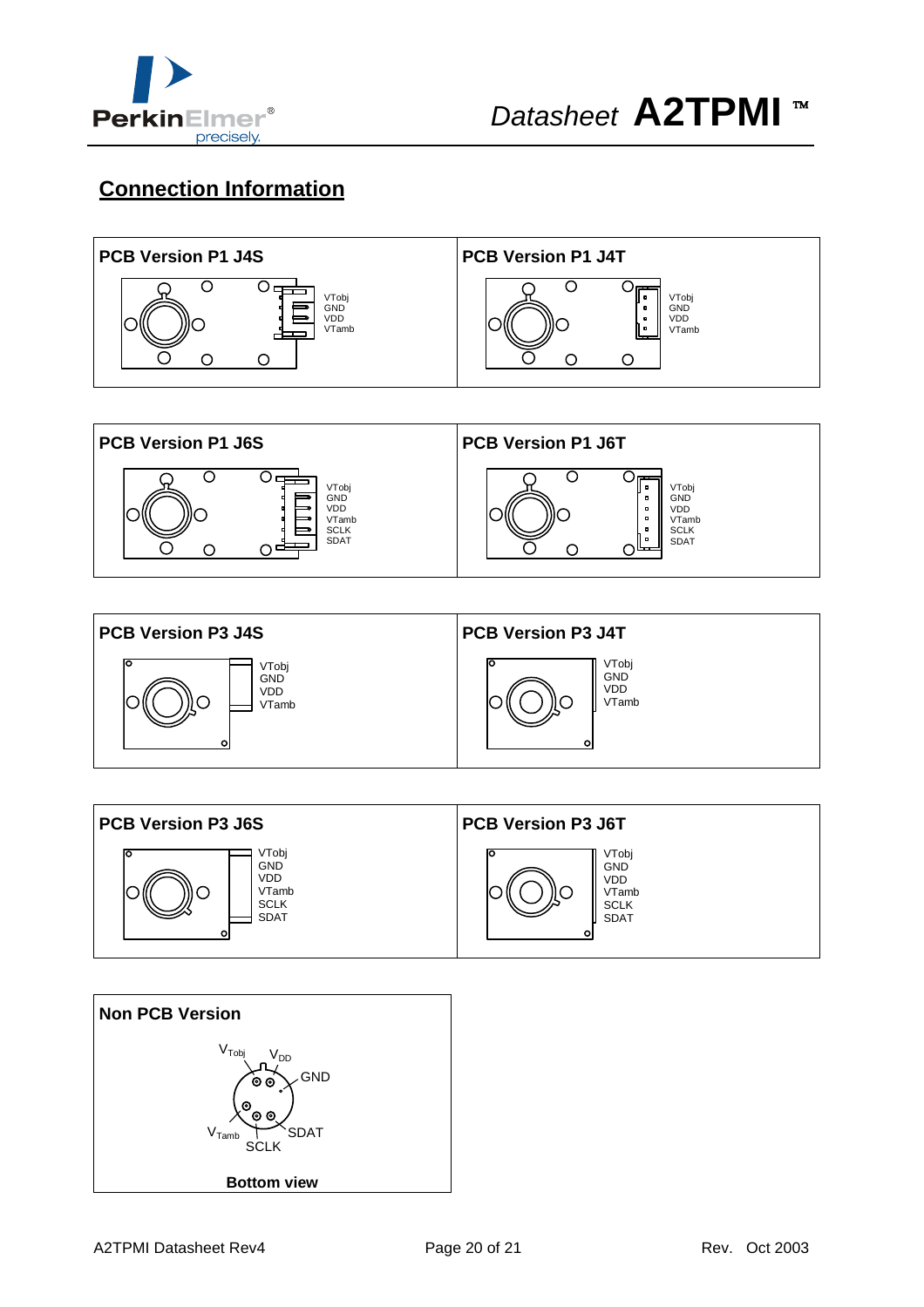## Connection Information

### PCB Version P1 J4S

VTobj
GND
VDD
VTamb

### PCB Version P1 J4T

VTobj
GND
VDD
VTamb

### PCB Version P1 J6S

VTobj
GND
VDD
VTamb
SCLK
SDAT

### PCB Version P1 J6T

VTobj
GND
VDD
VTamb
SCLK
SDAT

### PCB Version P3 J4S

VTobj
GND
VDD
VTamb

### PCB Version P3 J4T

VTobj
GND
VDD
VTamb

### PCB Version P3 J6S

VTobj
GND
VDD
VTamb
SCLK
SDAT

### PCB Version P3 J6T

VTobj
GND
VDD
VTamb
SCLK
SDAT

### Non PCB Version

$V_{Tobj}$ $V_{DD}$
GND
$V_{Tamb}$
SCLK
SDAT

**Bottom view**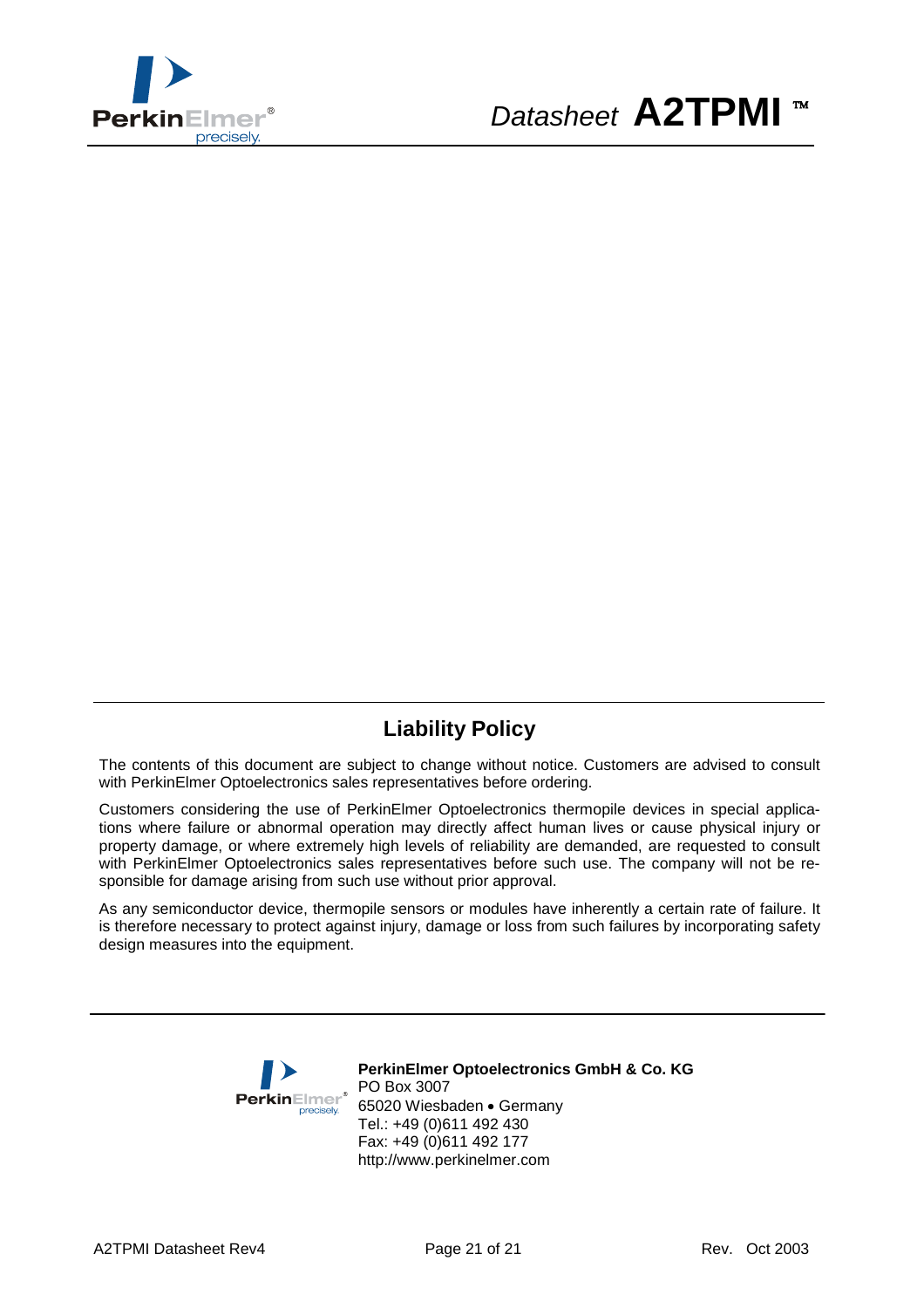## Liability Policy

The contents of this document are subject to change without notice. Customers are advised to consult with PerkinElmer Optoelectronics sales representatives before ordering.

Customers considering the use of PerkinElmer Optoelectronics thermopile devices in special applications where failure or abnormal operation may directly affect human lives or cause physical injury or property damage, or where extremely high levels of reliability are demanded, are requested to consult with PerkinElmer Optoelectronics sales representatives before such use. The company will not be responsible for damage arising from such use without prior approval.

As any semiconductor device, thermopile sensors or modules have inherently a certain rate of failure. It is therefore necessary to protect against injury, damage or loss from such failures by incorporating safety design measures into the equipment.

**PerkinElmer Optoelectronics GmbH & Co. KG**
PO Box 3007
65020 Wiesbaden • Germany
Tel.: +49 (0)611 492 430
Fax: +49 (0)611 492 177
http://www.perkinelmer.com